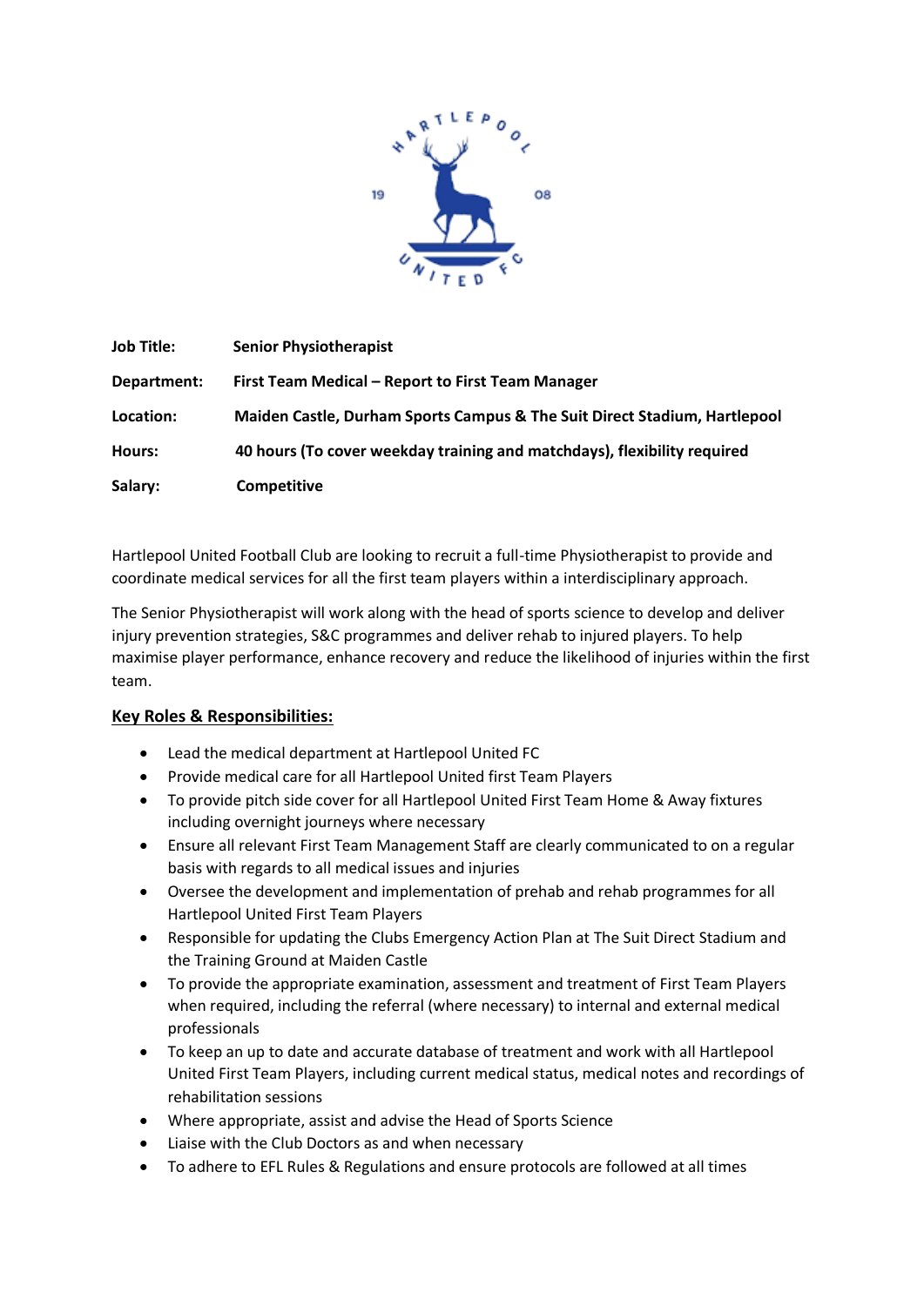| | |
|---|---|
| **Job Title:** | **Senior Physiotherapist** |
| **Department:** | **First Team Medical – Report to First Team Manager** |
| **Location:** | **Maiden Castle, Durham Sports Campus & The Suit Direct Stadium, Hartlepool** |
| **Hours:** | **40 hours (To cover weekday training and matchdays), flexibility required** |
| **Salary:** | **Competitive** |

Hartlepool United Football Club are looking to recruit a full-time Physiotherapist to provide and coordinate medical services for all the first team players within a interdisciplinary approach.

The Senior Physiotherapist will work along with the head of sports science to develop and deliver injury prevention strategies, S&C programmes and deliver rehab to injured players. To help maximise player performance, enhance recovery and reduce the likelihood of injuries within the first team.

## Key Roles & Responsibilities:

- Lead the medical department at Hartlepool United FC
- Provide medical care for all Hartlepool United first Team Players
- To provide pitch side cover for all Hartlepool United First Team Home & Away fixtures including overnight journeys where necessary
- Ensure all relevant First Team Management Staff are clearly communicated to on a regular basis with regards to all medical issues and injuries
- Oversee the development and implementation of prehab and rehab programmes for all Hartlepool United First Team Players
- Responsible for updating the Clubs Emergency Action Plan at The Suit Direct Stadium and the Training Ground at Maiden Castle
- To provide the appropriate examination, assessment and treatment of First Team Players when required, including the referral (where necessary) to internal and external medical professionals
- To keep an up to date and accurate database of treatment and work with all Hartlepool United First Team Players, including current medical status, medical notes and recordings of rehabilitation sessions
- Where appropriate, assist and advise the Head of Sports Science
- Liaise with the Club Doctors as and when necessary
- To adhere to EFL Rules & Regulations and ensure protocols are followed at all times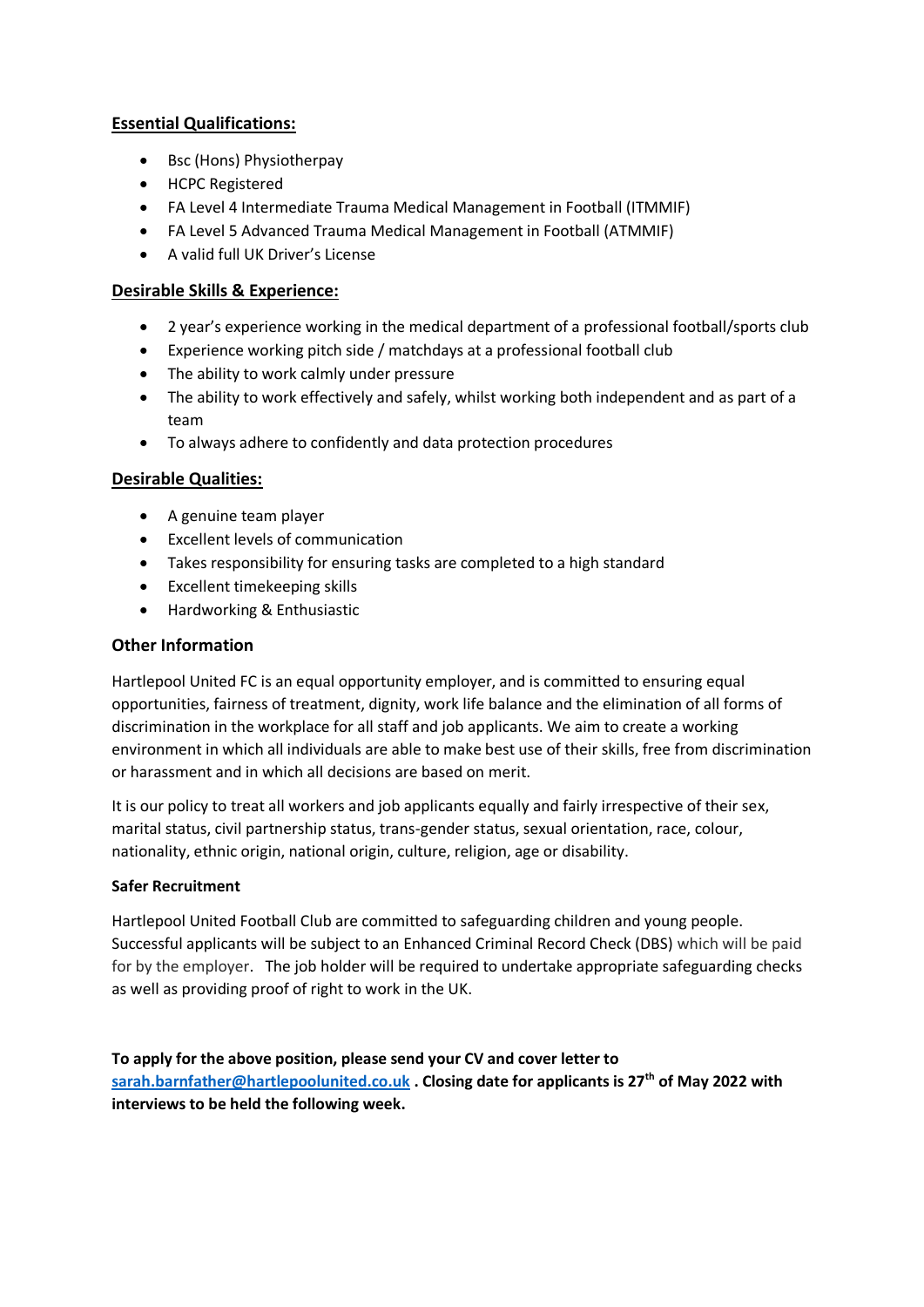**Essential Qualifications:**

- Bsc (Hons) Physiotherpay
- HCPC Registered
- FA Level 4 Intermediate Trauma Medical Management in Football (ITMMIF)
- FA Level 5 Advanced Trauma Medical Management in Football (ATMMIF)
- A valid full UK Driver's License

**Desirable Skills & Experience:**

- 2 year's experience working in the medical department of a professional football/sports club
- Experience working pitch side / matchdays at a professional football club
- The ability to work calmly under pressure
- The ability to work effectively and safely, whilst working both independent and as part of a team
- To always adhere to confidently and data protection procedures

**Desirable Qualities:**

- A genuine team player
- Excellent levels of communication
- Takes responsibility for ensuring tasks are completed to a high standard
- Excellent timekeeping skills
- Hardworking & Enthusiastic

**Other Information**

Hartlepool United FC is an equal opportunity employer, and is committed to ensuring equal opportunities, fairness of treatment, dignity, work life balance and the elimination of all forms of discrimination in the workplace for all staff and job applicants. We aim to create a working environment in which all individuals are able to make best use of their skills, free from discrimination or harassment and in which all decisions are based on merit.

It is our policy to treat all workers and job applicants equally and fairly irrespective of their sex, marital status, civil partnership status, trans-gender status, sexual orientation, race, colour, nationality, ethnic origin, national origin, culture, religion, age or disability.

**Safer Recruitment**

Hartlepool United Football Club are committed to safeguarding children and young people. Successful applicants will be subject to an Enhanced Criminal Record Check (DBS) which will be paid for by the employer. The job holder will be required to undertake appropriate safeguarding checks as well as providing proof of right to work in the UK.

**To apply for the above position, please send your CV and cover letter to sarah.barnfather@hartlepoolunited.co.uk . Closing date for applicants is 27th of May 2022 with interviews to be held the following week.**